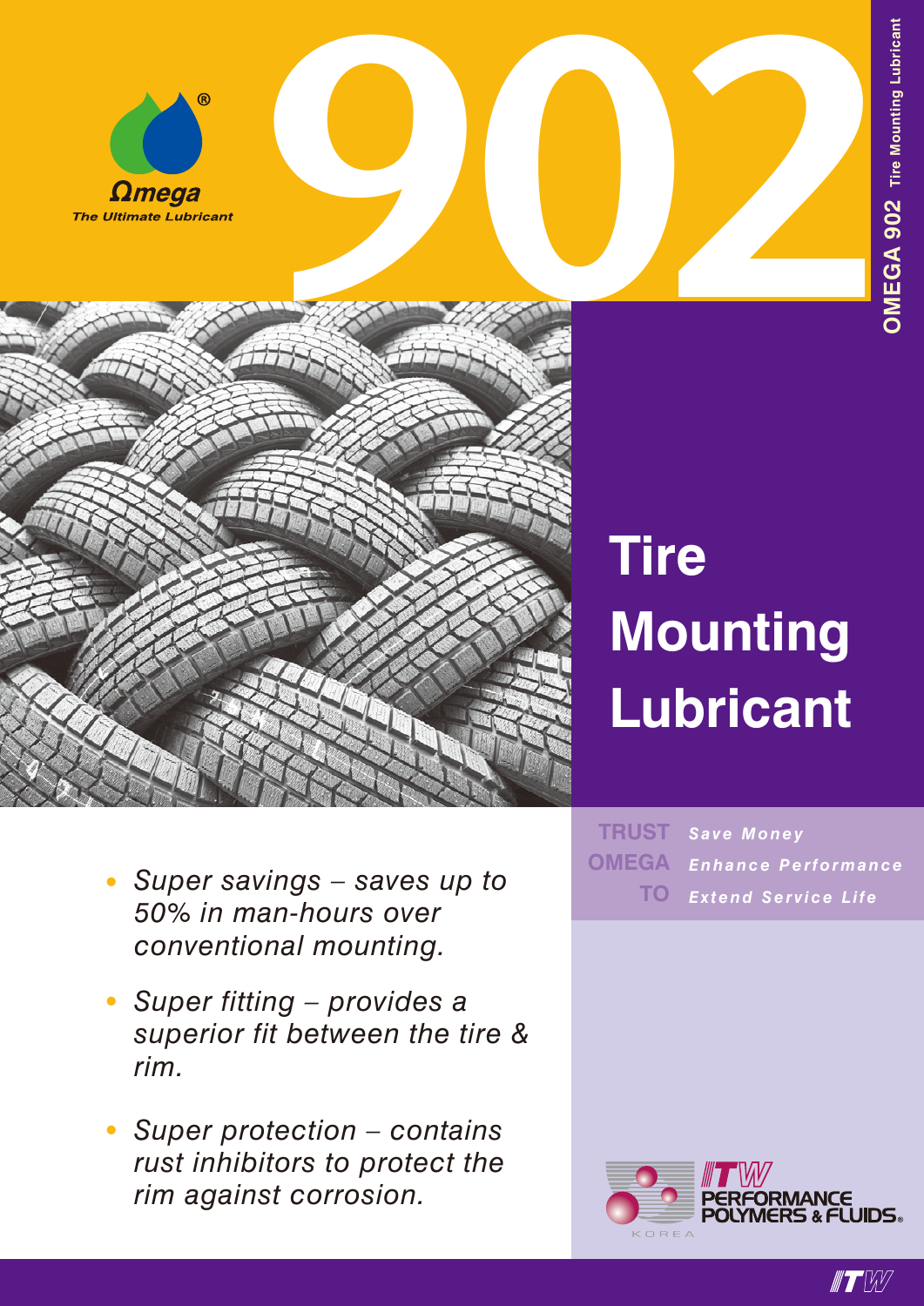Ωmega®

The Ultimate Lubricant

# 902

OMEGA 902 Tire Mounting Lubricant

# Tire Mounting Lubricant

- *Super savings – saves up to 50% in man-hours over conventional mounting.*
- *Super fitting – provides a superior fit between the tire & rim.*
- *Super protection – contains rust inhibitors to protect the rim against corrosion.*

**TRUST OMEGA TO**

***Save Money***

***Enhance Performance***

***Extend Service Life***

ITW PERFORMANCE POLYMERS & FLUIDS®

KOREA

ITW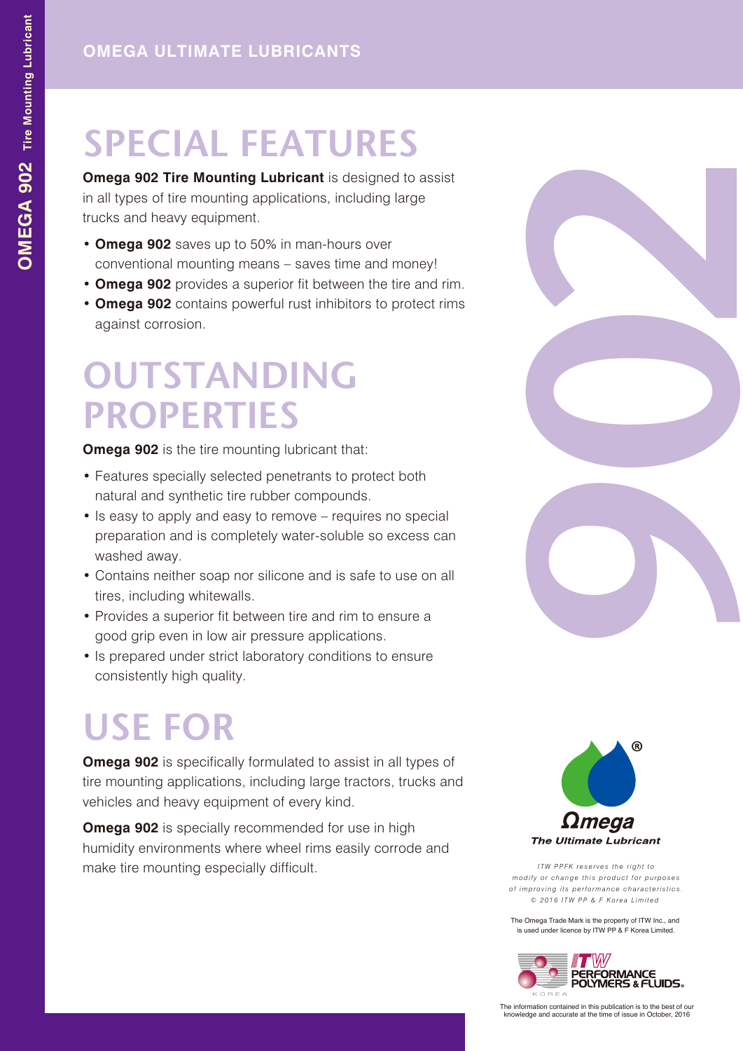# SPECIAL FEATURES

**Omega 902 Tire Mounting Lubricant** is designed to assist in all types of tire mounting applications, including large trucks and heavy equipment.

- **Omega 902** saves up to 50% in man-hours over conventional mounting means – saves time and money!
- **Omega 902** provides a superior fit between the tire and rim.
- **Omega 902** contains powerful rust inhibitors to protect rims against corrosion.

# OUTSTANDING PROPERTIES

**Omega 902** is the tire mounting lubricant that:

- Features specially selected penetrants to protect both natural and synthetic tire rubber compounds.
- Is easy to apply and easy to remove – requires no special preparation and is completely water-soluble so excess can washed away.
- Contains neither soap nor silicone and is safe to use on all tires, including whitewalls.
- Provides a superior fit between tire and rim to ensure a good grip even in low air pressure applications.
- Is prepared under strict laboratory conditions to ensure consistently high quality.

# USE FOR

**Omega 902** is specifically formulated to assist in all types of tire mounting applications, including large tractors, trucks and vehicles and heavy equipment of every kind.

**Omega 902** is specially recommended for use in high humidity environments where wheel rims easily corrode and make tire mounting especially difficult.

Ωmega®
*The Ultimate Lubricant*

*ITW PPFK reserves the right to modify or change this product for purposes of improving its performance characteristics. © 2016 ITW PP & F Korea Limited*

The Omega Trade Mark is the property of ITW Inc., and is used under licence by ITW PP & F Korea Limited.

ITW PERFORMANCE POLYMERS & FLUIDS. KOREA

The information contained in this publication is to the best of our knowledge and accurate at the time of issue in October, 2016